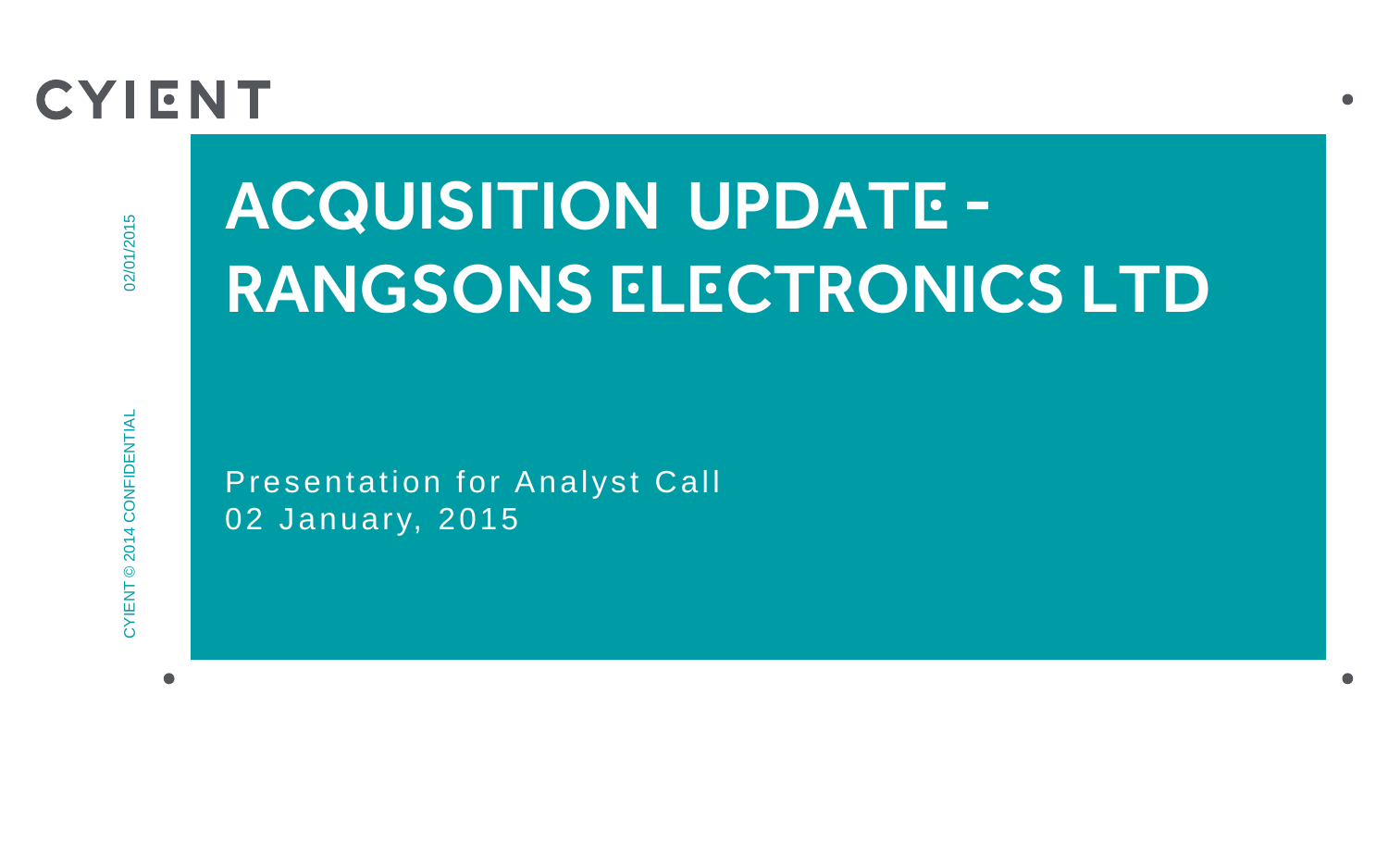CYIENT

# ACQUISITION UPDATE - RANGSONS ELECTRONICS LTD

Presentation for Analyst Call
02 January, 2015

CYIENT © 2014 CONFIDENTIAL

02/01/2015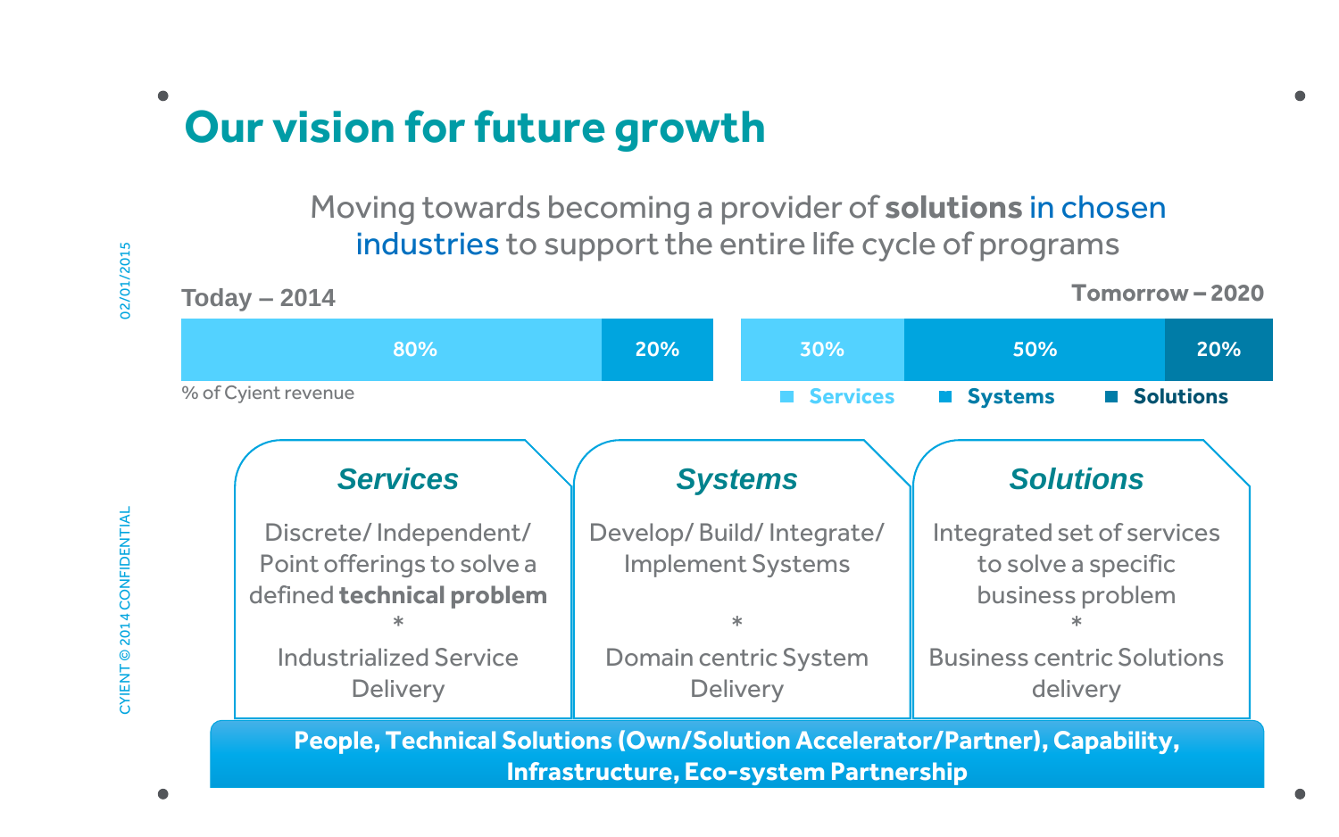# Our vision for future growth

Moving towards becoming a provider of **solutions** in chosen industries to support the entire life cycle of programs

**Today – 2014**

| Services | Systems |
|---|---|
| 80% | 20% |

% of Cyient revenue

**Tomorrow – 2020**

| Services | Systems | Solutions |
|---|---|---|
| 30% | 50% | 20% |

### *Services*

Discrete/ Independent/ Point offerings to solve a defined **technical problem**

*

Industrialized Service Delivery

### *Systems*

Develop/ Build/ Integrate/ Implement Systems

*

Domain centric System Delivery

### *Solutions*

Integrated set of services to solve a specific business problem

*

Business centric Solutions delivery

**People, Technical Solutions (Own/Solution Accelerator/Partner), Capability, Infrastructure, Eco-system Partnership**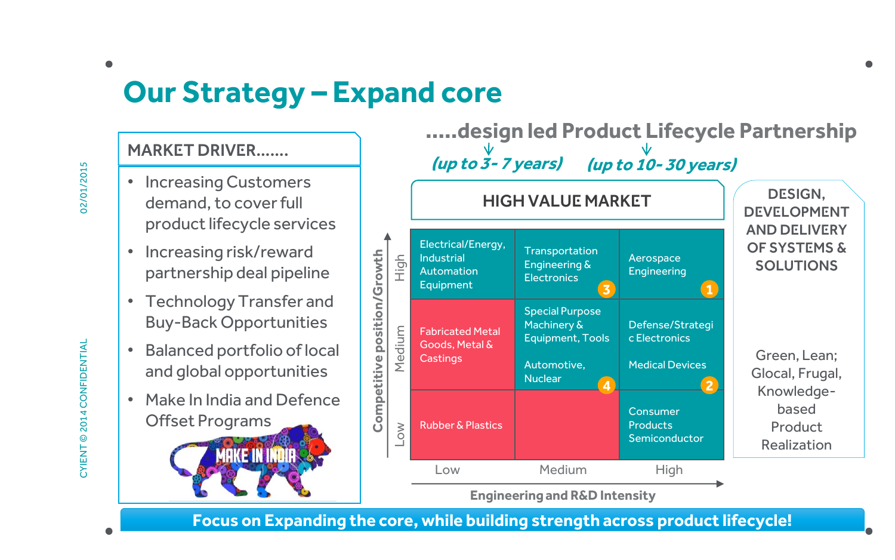# Our Strategy – Expand core

## MARKET DRIVER.......

- Increasing Customers demand, to cover full product lifecycle services
- Increasing risk/reward partnership deal pipeline
- Technology Transfer and Buy-Back Opportunities
- Balanced portfolio of local and global opportunities
- Make In India and Defence Offset Programs

MAKE IN INDIA

## .....design led Product Lifecycle Partnership

*(up to 3- 7 years)* *(up to 10- 30 years)*

### HIGH VALUE MARKET

| Competitive position/Growth | Low | Medium | High |
| --- | --- | --- | --- |
| High | Electrical/Energy, Industrial Automation Equipment | Transportation Engineering & Electronics (3) | Aerospace Engineering (1) |
| Medium | Fabricated Metal Goods, Metal & Castings | Special Purpose Machinery & Equipment, Tools; Automotive, Nuclear (4) | Defense/Strategic Electronics; Medical Devices (2) |
| Low | Rubber & Plastics | | Consumer Products Semiconductor |

Engineering and R&D Intensity

**DESIGN, DEVELOPMENT AND DELIVERY OF SYSTEMS & SOLUTIONS**

Green, Lean; Glocal, Frugal, Knowledge-based Product Realization

**Focus on Expanding the core, while building strength across product lifecycle!**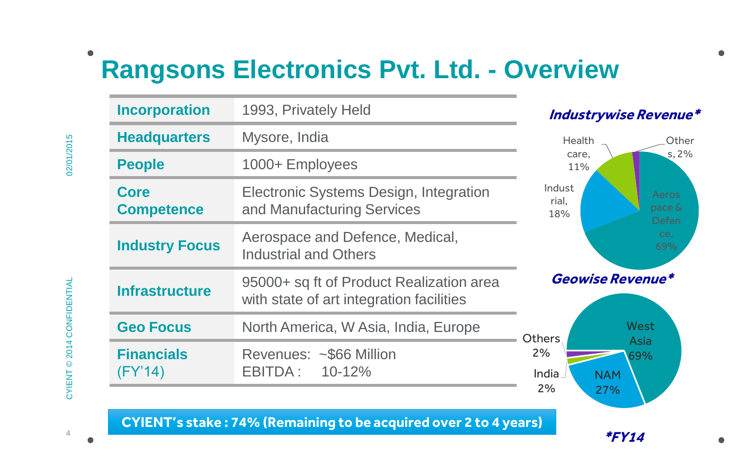# Rangsons Electronics Pvt. Ltd. - Overview

| | |
|---|---|
| **Incorporation** | 1993, Privately Held |
| **Headquarters** | Mysore, India |
| **People** | 1000+ Employees |
| **Core Competence** | Electronic Systems Design, Integration and Manufacturing Services |
| **Industry Focus** | Aerospace and Defence, Medical, Industrial and Others |
| **Infrastructure** | 95000+ sq ft of Product Realization area with state of art integration facilities |
| **Geo Focus** | North America, W Asia, India, Europe |
| **Financials** (FY'14) | Revenues: ~$66 Million<br>EBITDA : 10-12% |

**CYIENT's stake : 74% (Remaining to be acquired over 2 to 4 years)**

***Industrywise Revenue****

- Aerospace & Defence, 69%
- Industrial, 18%
- Health care, 11%
- Others, 2%

***Geowise Revenue****

- West Asia 69%
- NAM 27%
- India 2%
- Others 2%

***FY14***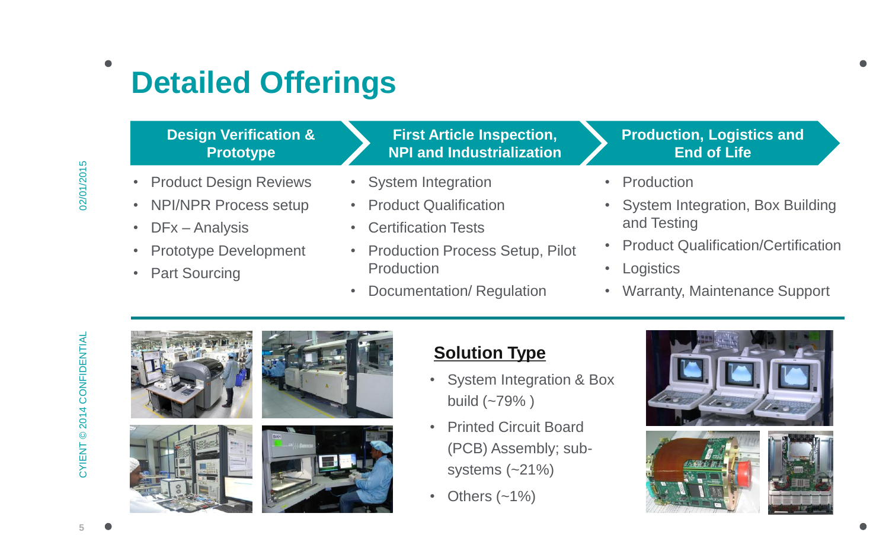# Detailed Offerings

## Design Verification & Prototype

- Product Design Reviews
- NPI/NPR Process setup
- DFx – Analysis
- Prototype Development
- Part Sourcing

## First Article Inspection, NPI and Industrialization

- System Integration
- Product Qualification
- Certification Tests
- Production Process Setup, Pilot Production
- Documentation/ Regulation

## Production, Logistics and End of Life

- Production
- System Integration, Box Building and Testing
- Product Qualification/Certification
- Logistics
- Warranty, Maintenance Support

## Solution Type

- System Integration & Box build (~79% )
- Printed Circuit Board (PCB) Assembly; sub-systems (~21%)
- Others (~1%)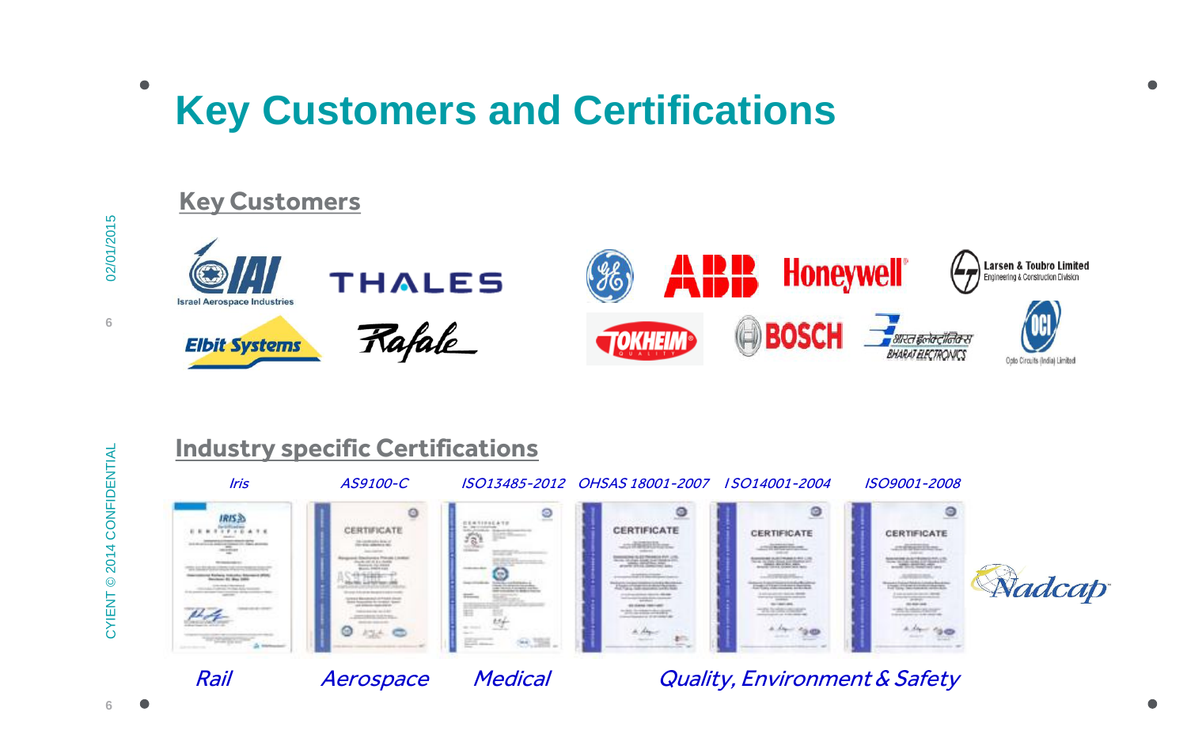# Key Customers and Certifications

## Key Customers

Israel Aerospace Industries

THALES

Elbit Systems

Rafale

ABB

Honeywell

Larsen & Toubro Limited
Engineering & Construction Division

TOKHEIM

BOSCH

BHARAT ELECTRONICS

Opto Circuits (India) Limited

## Industry specific Certifications

| Iris | AS9100-C | ISO13485-2012 | OHSAS 18001-2007 | ISO14001-2004 | ISO9001-2008 |
|---|---|---|---|---|---|
| Rail | Aerospace | Medical | Quality, Environment & Safety | | |

Nadcap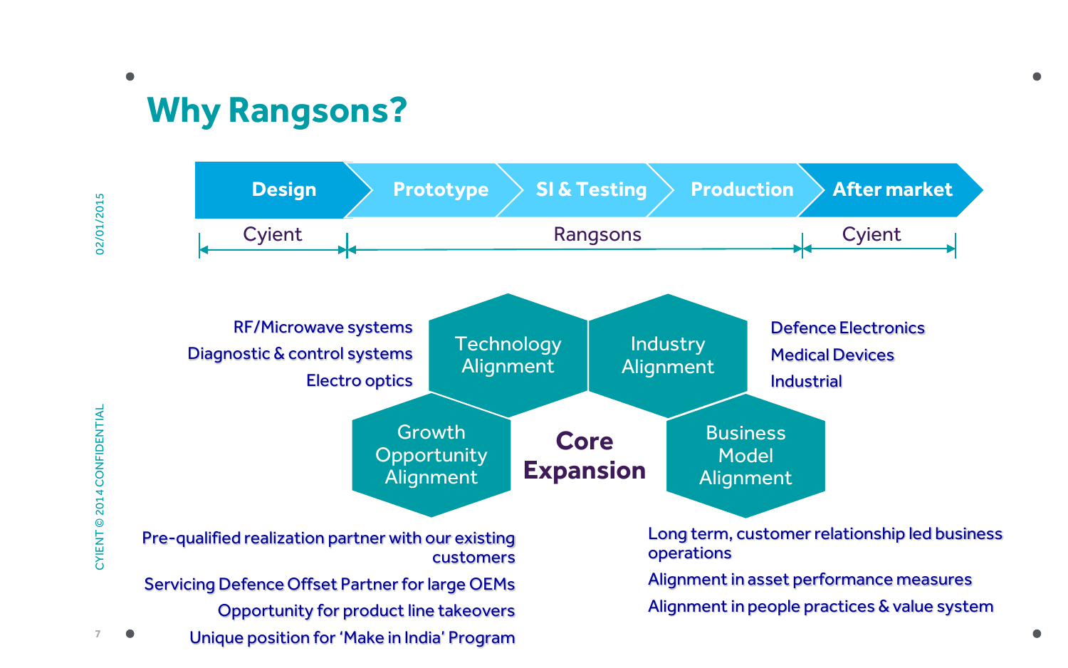# Why Rangsons?

Design → Prototype → SI & Testing → Production → After market

| Design | Prototype | SI & Testing | Production | After market |
|---|---|---|---|---|
| Cyient | Rangsons | | | Cyient |

## Core Expansion

**Technology Alignment**

- RF/Microwave systems
- Diagnostic & control systems
- Electro optics

**Industry Alignment**

- Defence Electronics
- Medical Devices
- Industrial

**Growth Opportunity Alignment**

- Pre-qualified realization partner with our existing customers
- Servicing Defence Offset Partner for large OEMs
- Opportunity for product line takeovers
- Unique position for 'Make in India' Program

**Business Model Alignment**

- Long term, customer relationship led business operations
- Alignment in asset performance measures
- Alignment in people practices & value system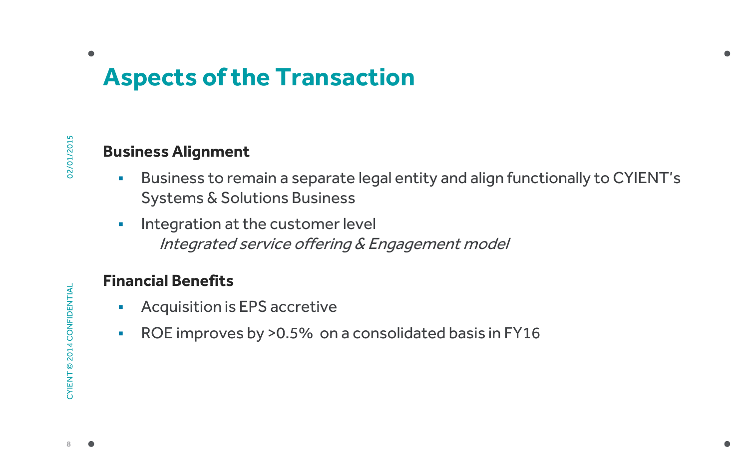# Aspects of the Transaction

**Business Alignment**

- Business to remain a separate legal entity and align functionally to CYIENT's Systems & Solutions Business
- Integration at the customer level
  *Integrated service offering & Engagement model*

**Financial Benefits**

- Acquisition is EPS accretive
- ROE improves by >0.5% on a consolidated basis in FY16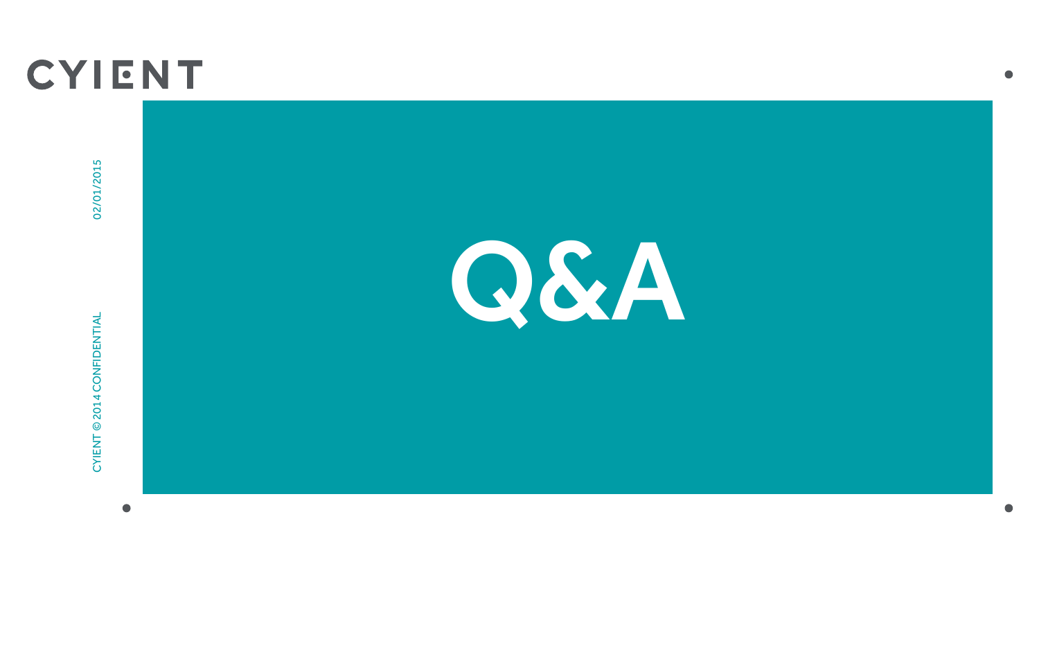# Q&A